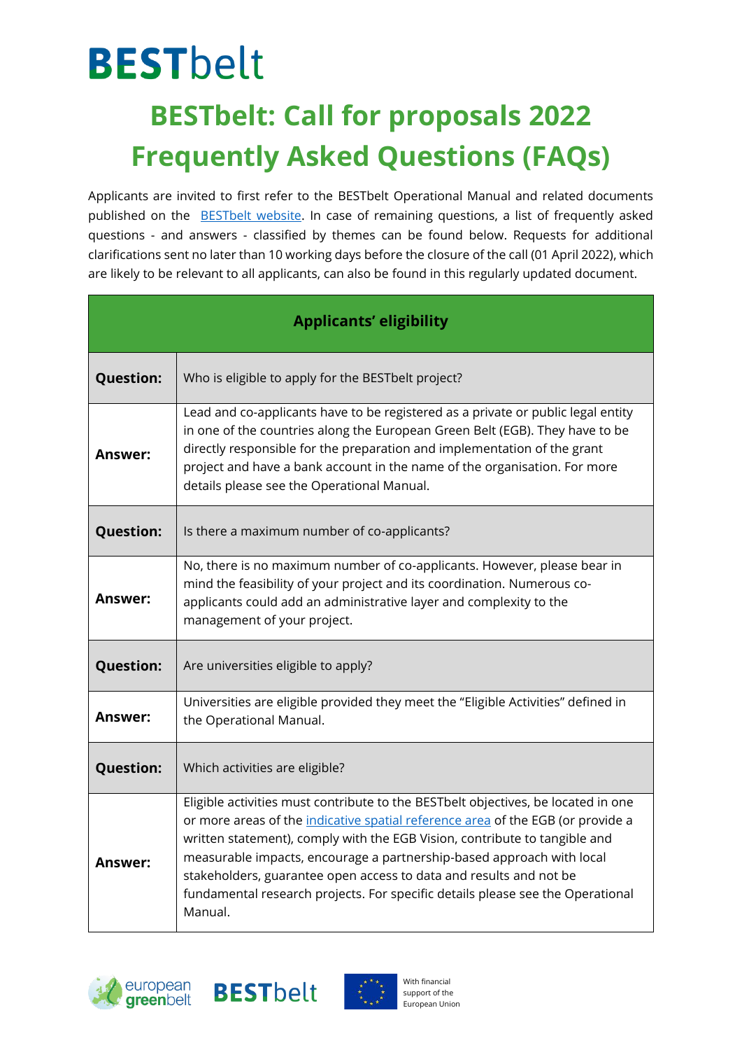# BESTbelt

## BESTbelt: Call for proposals 2022 Frequently Asked Questions (FAQs)

Applicants are invited to first refer to the BESTbelt Operational Manual and related documents published on the BESTbelt website. In case of remaining questions, a list of frequently asked questions - and answers - classified by themes can be found below. Requests for additional clarifications sent no later than 10 working days before the closure of the call (01 April 2022), which are likely to be relevant to all applicants, can also be found in this regularly updated document.

| **Applicants' eligibility** | |
|---|---|
| **Question:** | Who is eligible to apply for the BESTbelt project? |
| **Answer:** | Lead and co-applicants have to be registered as a private or public legal entity in one of the countries along the European Green Belt (EGB). They have to be directly responsible for the preparation and implementation of the grant project and have a bank account in the name of the organisation. For more details please see the Operational Manual. |
| **Question:** | Is there a maximum number of co-applicants? |
| **Answer:** | No, there is no maximum number of co-applicants. However, please bear in mind the feasibility of your project and its coordination. Numerous co-applicants could add an administrative layer and complexity to the management of your project. |
| **Question:** | Are universities eligible to apply? |
| **Answer:** | Universities are eligible provided they meet the "Eligible Activities" defined in the Operational Manual. |
| **Question:** | Which activities are eligible? |
| **Answer:** | Eligible activities must contribute to the BESTbelt objectives, be located in one or more areas of the indicative spatial reference area of the EGB (or provide a written statement), comply with the EGB Vision, contribute to tangible and measurable impacts, encourage a partnership-based approach with local stakeholders, guarantee open access to data and results and not be fundamental research projects. For specific details please see the Operational Manual. |

With financial support of the European Union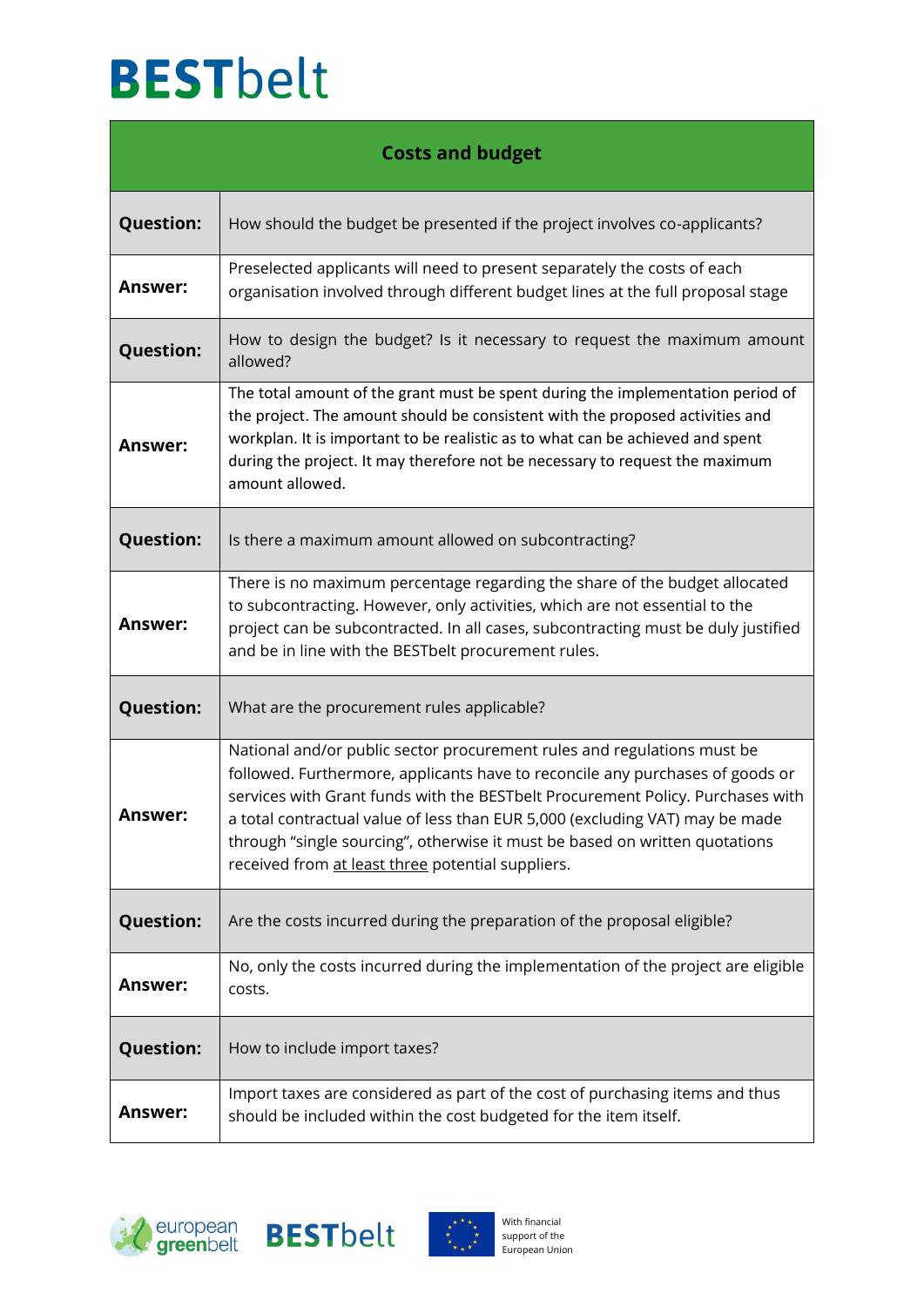| Costs and budget | |
|---|---|
| **Question:** | How should the budget be presented if the project involves co-applicants? |
| **Answer:** | Preselected applicants will need to present separately the costs of each organisation involved through different budget lines at the full proposal stage |
| **Question:** | How to design the budget? Is it necessary to request the maximum amount allowed? |
| **Answer:** | The total amount of the grant must be spent during the implementation period of the project. The amount should be consistent with the proposed activities and workplan. It is important to be realistic as to what can be achieved and spent during the project. It may therefore not be necessary to request the maximum amount allowed. |
| **Question:** | Is there a maximum amount allowed on subcontracting? |
| **Answer:** | There is no maximum percentage regarding the share of the budget allocated to subcontracting. However, only activities, which are not essential to the project can be subcontracted. In all cases, subcontracting must be duly justified and be in line with the BESTbelt procurement rules. |
| **Question:** | What are the procurement rules applicable? |
| **Answer:** | National and/or public sector procurement rules and regulations must be followed. Furthermore, applicants have to reconcile any purchases of goods or services with Grant funds with the BESTbelt Procurement Policy. Purchases with a total contractual value of less than EUR 5,000 (excluding VAT) may be made through "single sourcing", otherwise it must be based on written quotations received from at least three potential suppliers. |
| **Question:** | Are the costs incurred during the preparation of the proposal eligible? |
| **Answer:** | No, only the costs incurred during the implementation of the project are eligible costs. |
| **Question:** | How to include import taxes? |
| **Answer:** | Import taxes are considered as part of the cost of purchasing items and thus should be included within the cost budgeted for the item itself. |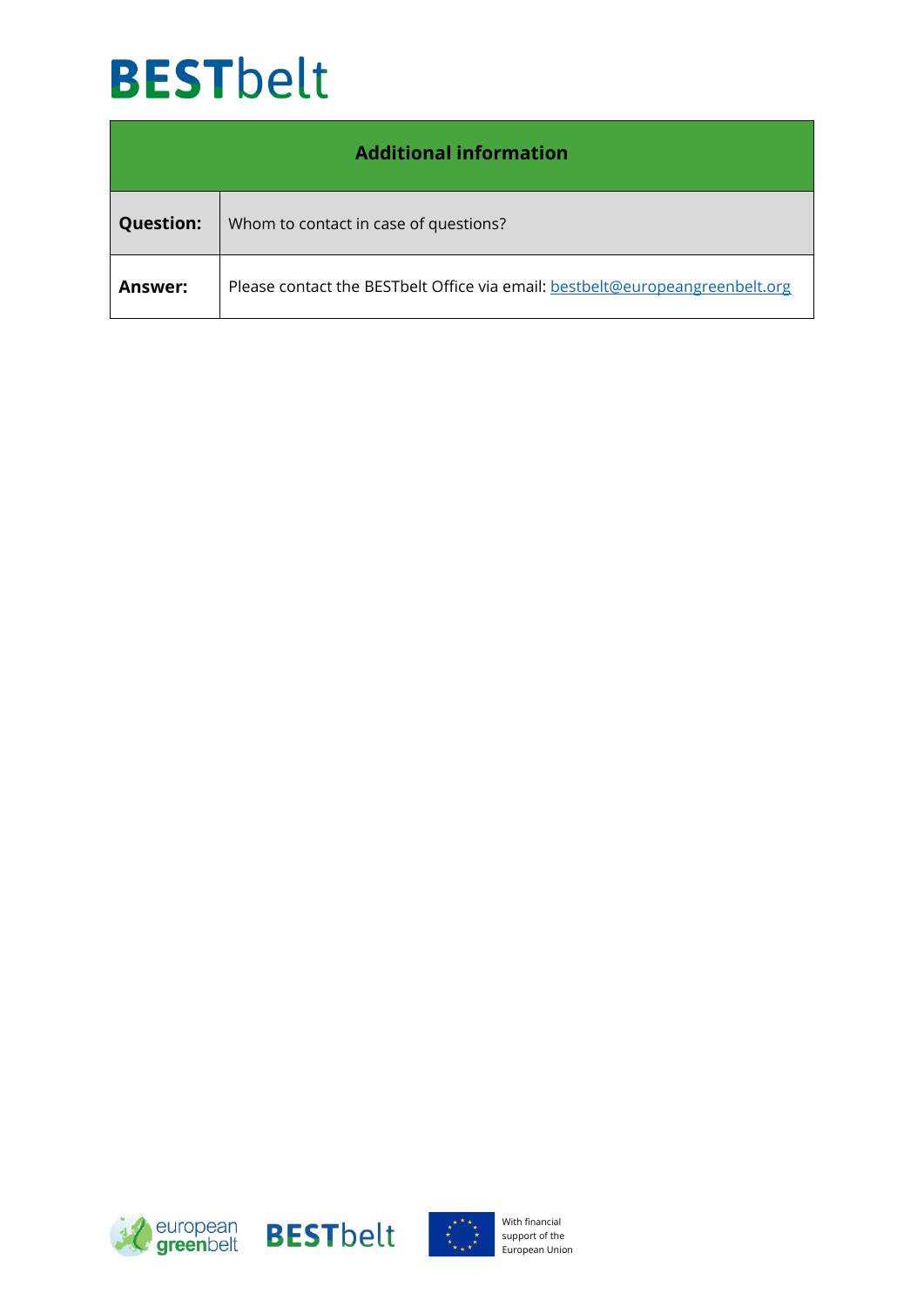| Additional information | |
|---|---|
| **Question:** | Whom to contact in case of questions? |
| **Answer:** | Please contact the BESTbelt Office via email: bestbelt@europeangreenbelt.org |